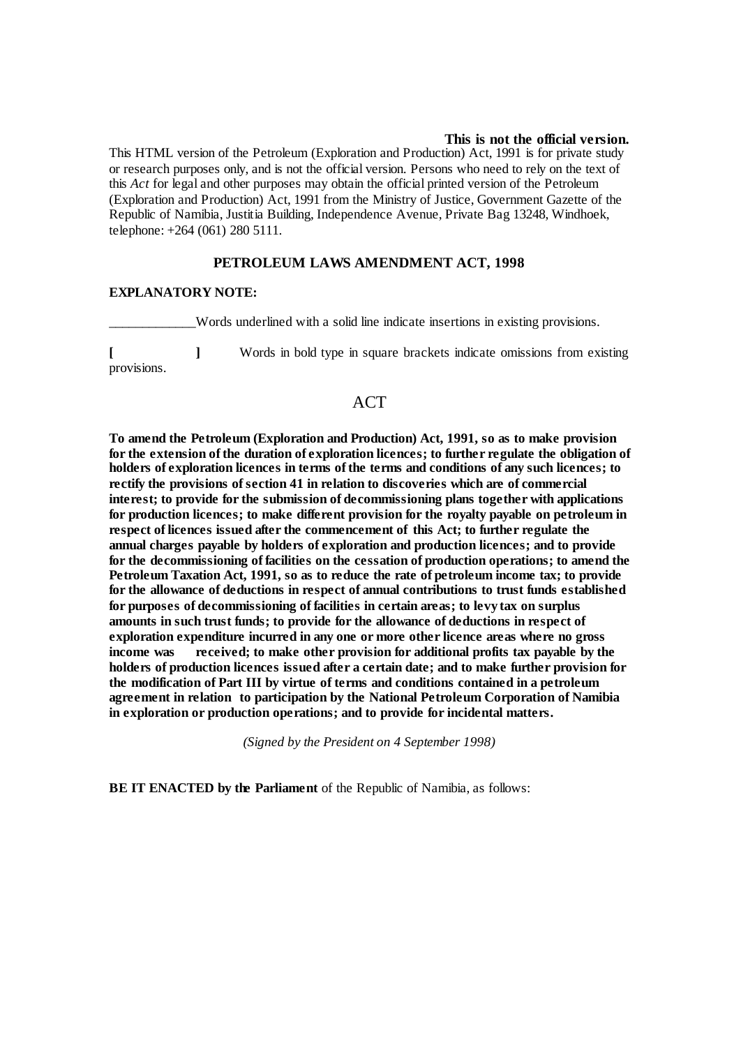**This is not the official version.**

This HTML version of the Petroleum (Exploration and Production) Act, 1991 is for private study or research purposes only, and is not the official version. Persons who need to rely on the text of this *Act* for legal and other purposes may obtain the official printed version of the Petroleum (Exploration and Production) Act, 1991 from the Ministry of Justice, Government Gazette of the Republic of Namibia, Justitia Building, Independence Avenue, Private Bag 13248, Windhoek, telephone: +264 (061) 280 5111.

## PETROLEUM LAWS AMENDMENT ACT, 1998

**EXPLANATORY NOTE:**

_____________ Words underlined with a solid line indicate insertions in existing provisions.

**[ ]** Words in bold type in square brackets indicate omissions from existing provisions.

# ACT

**To amend the Petroleum (Exploration and Production) Act, 1991, so as to make provision for the extension of the duration of exploration licences; to further regulate the obligation of holders of exploration licences in terms of the terms and conditions of any such licences; to rectify the provisions of section 41 in relation to discoveries which are of commercial interest; to provide for the submission of decommissioning plans together with applications for production licences; to make different provision for the royalty payable on petroleum in respect of licences issued after the commencement of this Act; to further regulate the annual charges payable by holders of exploration and production licences; and to provide for the decommissioning of facilities on the cessation of production operations; to amend the Petroleum Taxation Act, 1991, so as to reduce the rate of petroleum income tax; to provide for the allowance of deductions in respect of annual contributions to trust funds established for purposes of decommissioning of facilities in certain areas; to levy tax on surplus amounts in such trust funds; to provide for the allowance of deductions in respect of exploration expenditure incurred in any one or more other licence areas where no gross income was received; to make other provision for additional profits tax payable by the holders of production licences issued after a certain date; and to make further provision for the modification of Part III by virtue of terms and conditions contained in a petroleum agreement in relation to participation by the National Petroleum Corporation of Namibia in exploration or production operations; and to provide for incidental matters.**

*(Signed by the President on 4 September 1998)*

**BE IT ENACTED by the Parliament** of the Republic of Namibia, as follows: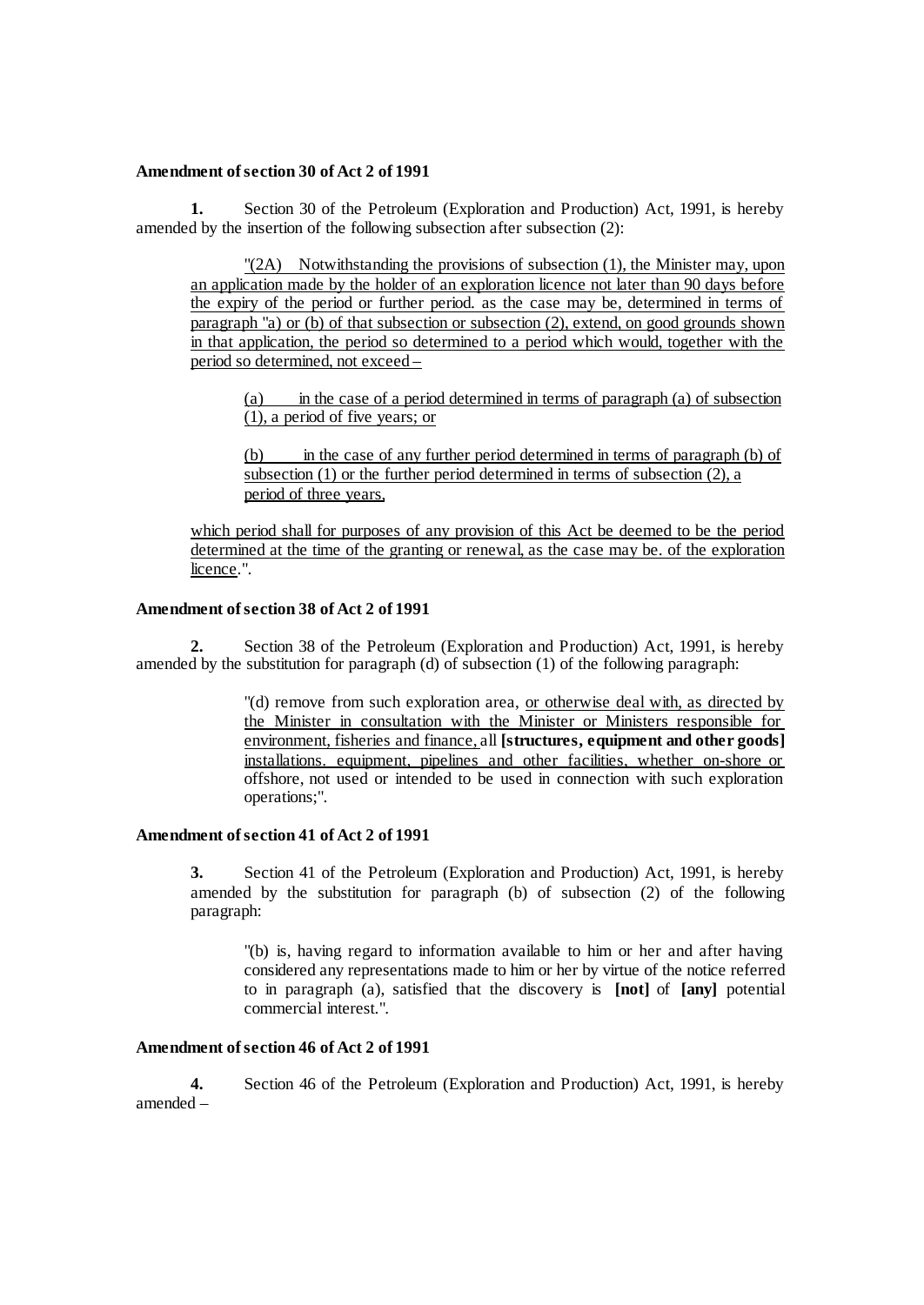**Amendment of section 30 of Act 2 of 1991**

**1.** Section 30 of the Petroleum (Exploration and Production) Act, 1991, is hereby amended by the insertion of the following subsection after subsection (2):

> <u>"(2A) Notwithstanding the provisions of subsection (1), the Minister may, upon an application made by the holder of an exploration licence not later than 90 days before the expiry of the period or further period. as the case may be, determined in terms of paragraph "a) or (b) of that subsection or subsection (2), extend, on good grounds shown in that application, the period so determined to a period which would, together with the period so determined, not exceed –</u>
>
> > <u>(a) in the case of a period determined in terms of paragraph (a) of subsection (1), a period of five years; or</u>
> >
> > <u>(b) in the case of any further period determined in terms of paragraph (b) of subsection (1) or the further period determined in terms of subsection (2), a period of three years,</u>
>
> <u>which period shall for purposes of any provision of this Act be deemed to be the period determined at the time of the granting or renewal, as the case may be. of the exploration licence</u>.".

**Amendment of section 38 of Act 2 of 1991**

**2.** Section 38 of the Petroleum (Exploration and Production) Act, 1991, is hereby amended by the substitution for paragraph (d) of subsection (1) of the following paragraph:

> "(d) remove from such exploration area, <u>or otherwise deal with, as directed by the Minister in consultation with the Minister or Ministers responsible for environment, fisheries and finance,</u> all **[structures, equipment and other goods]** <u>installations. equipment, pipelines and other facilities, whether on-shore or offshore</u>, not used or intended to be used in connection with such exploration operations;".

**Amendment of section 41 of Act 2 of 1991**

**3.** Section 41 of the Petroleum (Exploration and Production) Act, 1991, is hereby amended by the substitution for paragraph (b) of subsection (2) of the following paragraph:

> "(b) is, having regard to information available to him or her and after having considered any representations made to him or her by virtue of the notice referred to in paragraph (a), satisfied that the discovery is **[not]** of **[any]** potential commercial interest.".

**Amendment of section 46 of Act 2 of 1991**

**4.** Section 46 of the Petroleum (Exploration and Production) Act, 1991, is hereby amended –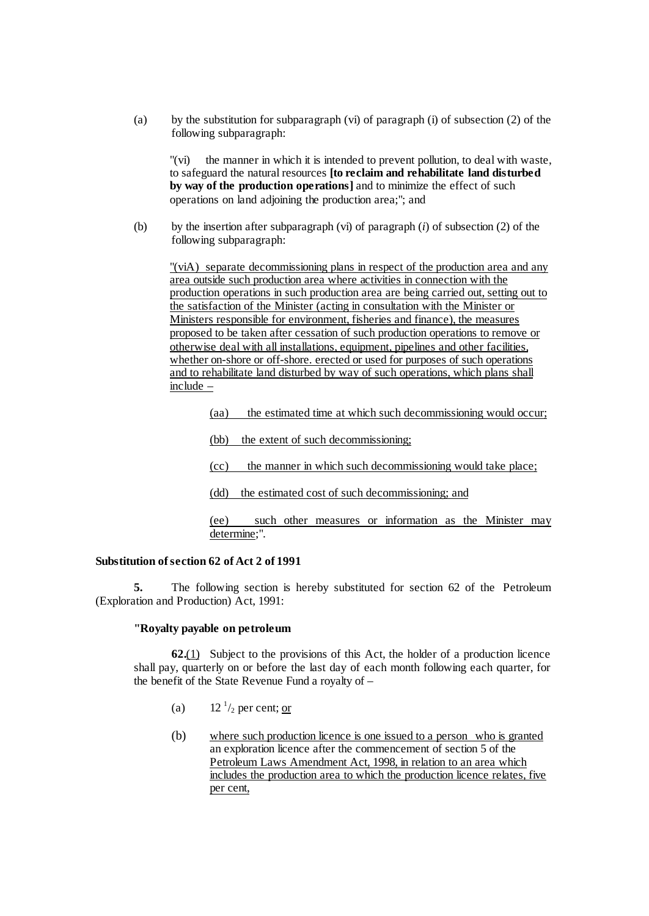(a) by the substitution for subparagraph (vi) of paragraph (i) of subsection (2) of the following subparagraph:

> "(vi) the manner in which it is intended to prevent pollution, to deal with waste, to safeguard the natural resources **[to reclaim and rehabilitate land disturbed by way of the production operations]** and to minimize the effect of such operations on land adjoining the production area;"; and

(b) by the insertion after subparagraph (vi) of paragraph (*i*) of subsection (2) of the following subparagraph:

> <u>"(viA) separate decommissioning plans in respect of the production area and any area outside such production area where activities in connection with the production operations in such production area are being carried out, setting out to the satisfaction of the Minister (acting in consultation with the Minister or Ministers responsible for environment, fisheries and finance), the measures proposed to be taken after cessation of such production operations to remove or otherwise deal with all installations, equipment, pipelines and other facilities, whether on-shore or off-shore. erected or used for purposes of such operations and to rehabilitate land disturbed by way of such operations, which plans shall include –</u>
>
> <u>(aa) the estimated time at which such decommissioning would occur;</u>
>
> <u>(bb) the extent of such decommissioning;</u>
>
> <u>(cc) the manner in which such decommissioning would take place;</u>
>
> <u>(dd) the estimated cost of such decommissioning; and</u>
>
> <u>(ee) such other measures or information as the Minister may determine</u>;".

**Substitution of section 62 of Act 2 of 1991**

**5.** The following section is hereby substituted for section 62 of the Petroleum (Exploration and Production) Act, 1991:

> **"Royalty payable on petroleum**
>
> **62.**<u>(1)</u> Subject to the provisions of this Act, the holder of a production licence shall pay, quarterly on or before the last day of each month following each quarter, for the benefit of the State Revenue Fund a royalty of –
>
> (a) $12\,^{1}/_{2}$ per cent; <u>or</u>
>
> (b) <u>where such production licence is one issued to a person who is granted</u> an exploration licence after the commencement of section 5 of the <u>Petroleum Laws Amendment Act, 1998, in relation to an area which includes the production area to which the production licence relates, five per cent,</u>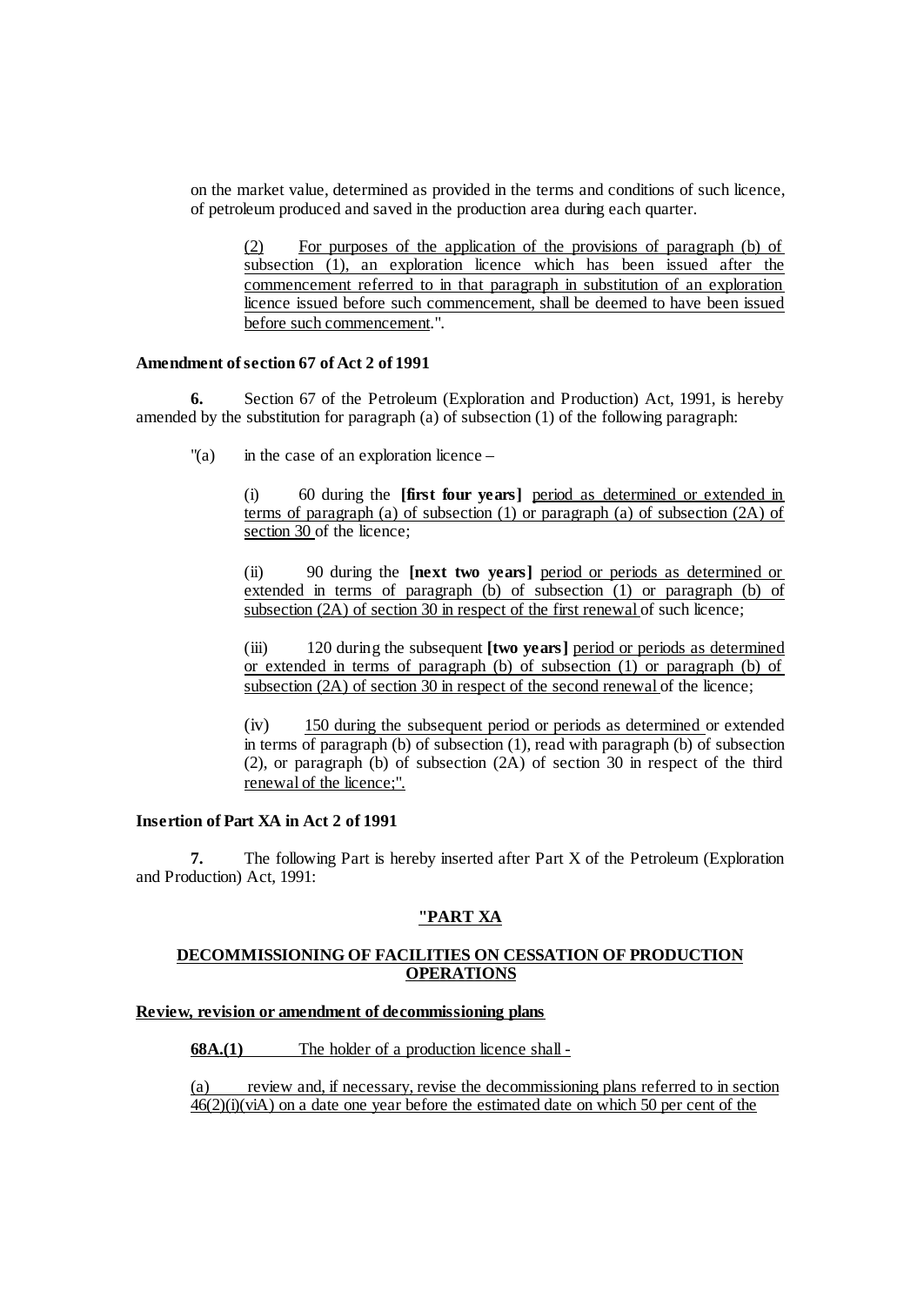on the market value, determined as provided in the terms and conditions of such licence, of petroleum produced and saved in the production area during each quarter.

> <u>(2) For purposes of the application of the provisions of paragraph (b) of subsection (1), an exploration licence which has been issued after the commencement referred to in that paragraph in substitution of an exploration licence issued before such commencement, shall be deemed to have been issued before such commencement</u>.".

**Amendment of section 67 of Act 2 of 1991**

**6.** Section 67 of the Petroleum (Exploration and Production) Act, 1991, is hereby amended by the substitution for paragraph (a) of subsection (1) of the following paragraph:

"(a) in the case of an exploration licence –

> (i) 60 during the **[first four years]** <u>period as determined or extended in terms of paragraph (a) of subsection (1) or paragraph (a) of subsection (2A) of section 30</u> of the licence;
>
> (ii) 90 during the **[next two years]** <u>period or periods as determined or extended in terms of paragraph (b) of subsection (1) or paragraph (b) of subsection (2A) of section 30 in respect of the first renewal</u> of such licence;
>
> (iii) 120 during the subsequent **[two years]** <u>period or periods as determined or extended in terms of paragraph (b) of subsection (1) or paragraph (b) of subsection (2A) of section 30 in respect of the second renewal</u> of the licence;
>
> (iv) <u>150 during the subsequent period or periods as determined</u> or extended in terms of paragraph (b) of subsection (1), read with paragraph (b) of subsection (2), or paragraph (b) of subsection (2A) of section 30 in respect of the third <u>renewal of the licence;".</u>

**Insertion of Part XA in Act 2 of 1991**

**7.** The following Part is hereby inserted after Part X of the Petroleum (Exploration and Production) Act, 1991:

<u>**"PART XA**</u>

<u>**DECOMMISSIONING OF FACILITIES ON CESSATION OF PRODUCTION OPERATIONS**</u>

<u>**Review, revision or amendment of decommissioning plans**</u>

<u>**68A.(1)** The holder of a production licence shall -</u>

<u>(a) review and, if necessary, revise the decommissioning plans referred to in section 46(2)(i)(viA) on a date one year before the estimated date on which 50 per cent of the</u>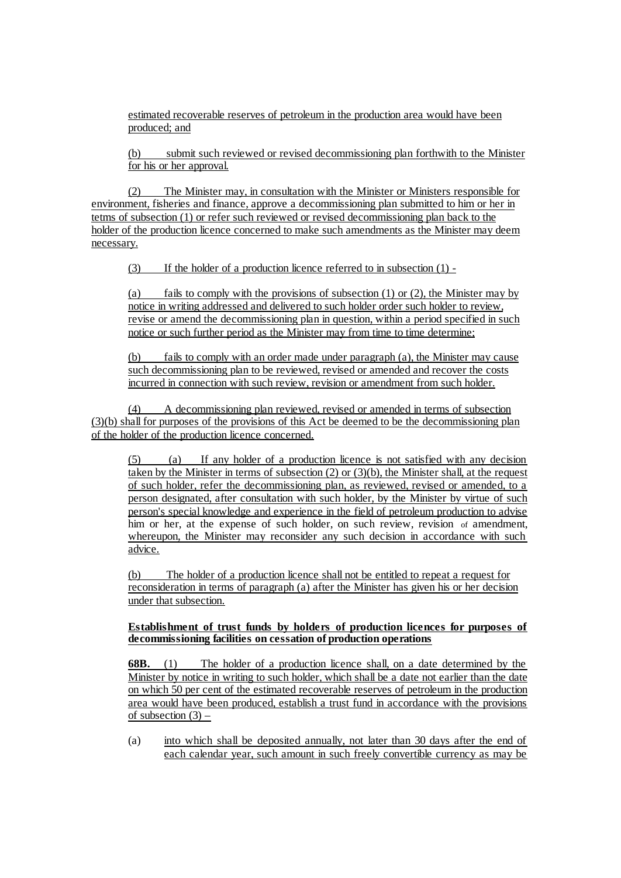estimated recoverable reserves of petroleum in the production area would have been produced; and

(b) submit such reviewed or revised decommissioning plan forthwith to the Minister for his or her approval.

(2) The Minister may, in consultation with the Minister or Ministers responsible for environment, fisheries and finance, approve a decommissioning plan submitted to him or her in tetms of subsection (1) or refer such reviewed or revised decommissioning plan back to the holder of the production licence concerned to make such amendments as the Minister may deem necessary.

(3) If the holder of a production licence referred to in subsection (1) -

(a) fails to comply with the provisions of subsection (1) or (2), the Minister may by notice in writing addressed and delivered to such holder order such holder to review, revise or amend the decommissioning plan in question, within a period specified in such notice or such further period as the Minister may from time to time determine;

(b) fails to comply with an order made under paragraph (a), the Minister may cause such decommissioning plan to be reviewed, revised or amended and recover the costs incurred in connection with such review, revision or amendment from such holder.

(4) A decommissioning plan reviewed, revised or amended in terms of subsection (3)(b) shall for purposes of the provisions of this Act be deemed to be the decommissioning plan of the holder of the production licence concerned.

(5) (a) If any holder of a production licence is not satisfied with any decision taken by the Minister in terms of subsection (2) or (3)(b), the Minister shall, at the request of such holder, refer the decommissioning plan, as reviewed, revised or amended, to a person designated, after consultation with such holder, by the Minister by virtue of such person's special knowledge and experience in the field of petroleum production to advise him or her, at the expense of such holder, on such review, revision of amendment, whereupon, the Minister may reconsider any such decision in accordance with such advice.

(b) The holder of a production licence shall not be entitled to repeat a request for reconsideration in terms of paragraph (a) after the Minister has given his or her decision under that subsection.

**Establishment of trust funds by holders of production licences for purposes of decommissioning facilities on cessation of production operations**

**68B.** (1) The holder of a production licence shall, on a date determined by the Minister by notice in writing to such holder, which shall be a date not earlier than the date on which 50 per cent of the estimated recoverable reserves of petroleum in the production area would have been produced, establish a trust fund in accordance with the provisions of subsection (3) –

(a) into which shall be deposited annually, not later than 30 days after the end of each calendar year, such amount in such freely convertible currency as may be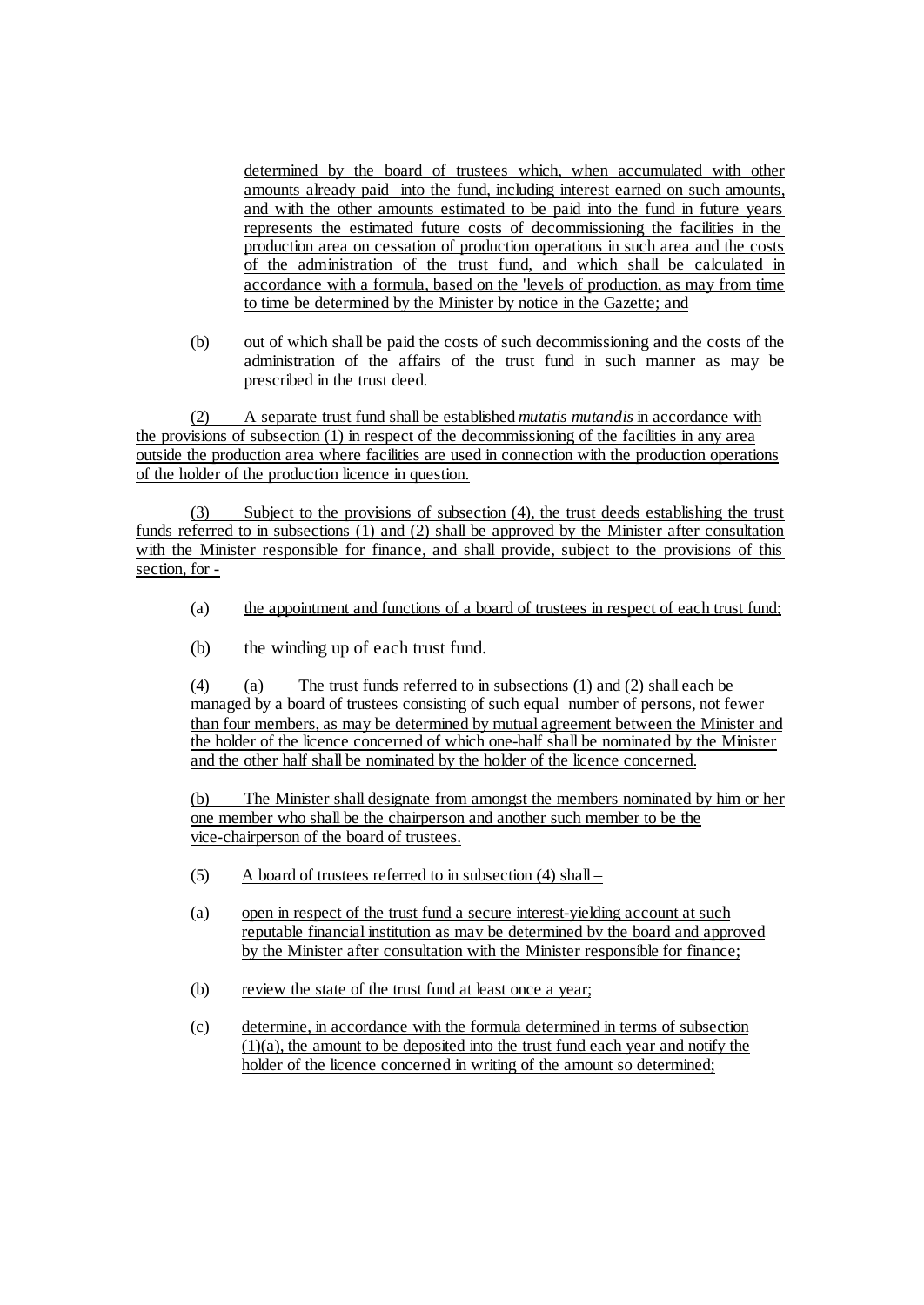determined by the board of trustees which, when accumulated with other amounts already paid into the fund, including interest earned on such amounts, and with the other amounts estimated to be paid into the fund in future years represents the estimated future costs of decommissioning the facilities in the production area on cessation of production operations in such area and the costs of the administration of the trust fund, and which shall be calculated in accordance with a formula, based on the 'levels of production, as may from time to time be determined by the Minister by notice in the Gazette; and

(b) out of which shall be paid the costs of such decommissioning and the costs of the administration of the affairs of the trust fund in such manner as may be prescribed in the trust deed.

(2) A separate trust fund shall be established *mutatis mutandis* in accordance with the provisions of subsection (1) in respect of the decommissioning of the facilities in any area outside the production area where facilities are used in connection with the production operations of the holder of the production licence in question.

(3) Subject to the provisions of subsection (4), the trust deeds establishing the trust funds referred to in subsections (1) and (2) shall be approved by the Minister after consultation with the Minister responsible for finance, and shall provide, subject to the provisions of this section, for -

(a) the appointment and functions of a board of trustees in respect of each trust fund;

(b) the winding up of each trust fund.

(4) (a) The trust funds referred to in subsections (1) and (2) shall each be managed by a board of trustees consisting of such equal number of persons, not fewer than four members, as may be determined by mutual agreement between the Minister and the holder of the licence concerned of which one-half shall be nominated by the Minister and the other half shall be nominated by the holder of the licence concerned.

(b) The Minister shall designate from amongst the members nominated by him or her one member who shall be the chairperson and another such member to be the vice-chairperson of the board of trustees.

(5) A board of trustees referred to in subsection (4) shall –

(a) open in respect of the trust fund a secure interest-yielding account at such reputable financial institution as may be determined by the board and approved by the Minister after consultation with the Minister responsible for finance;

(b) review the state of the trust fund at least once a year;

(c) determine, in accordance with the formula determined in terms of subsection (1)(a), the amount to be deposited into the trust fund each year and notify the holder of the licence concerned in writing of the amount so determined;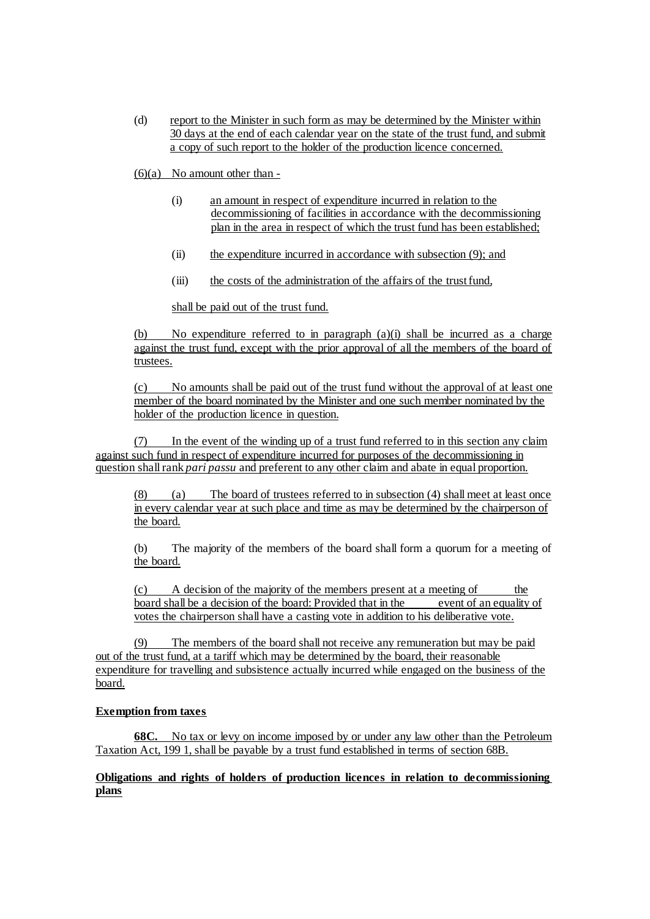(d) report to the Minister in such form as may be determined by the Minister within 30 days at the end of each calendar year on the state of the trust fund, and submit a copy of such report to the holder of the production licence concerned.

(6)(a) No amount other than -

(i) an amount in respect of expenditure incurred in relation to the decommissioning of facilities in accordance with the decommissioning plan in the area in respect of which the trust fund has been established;

(ii) the expenditure incurred in accordance with subsection (9); and

(iii) the costs of the administration of the affairs of the trust fund,

shall be paid out of the trust fund.

(b) No expenditure referred to in paragraph (a)(i) shall be incurred as a charge against the trust fund, except with the prior approval of all the members of the board of trustees.

(c) No amounts shall be paid out of the trust fund without the approval of at least one member of the board nominated by the Minister and one such member nominated by the holder of the production licence in question.

(7) In the event of the winding up of a trust fund referred to in this section any claim against such fund in respect of expenditure incurred for purposes of the decommissioning in question shall rank *pari passu* and preferent to any other claim and abate in equal proportion.

(8) (a) The board of trustees referred to in subsection (4) shall meet at least once in every calendar year at such place and time as may be determined by the chairperson of the board.

(b) The majority of the members of the board shall form a quorum for a meeting of the board.

(c) A decision of the majority of the members present at a meeting of the board shall be a decision of the board: Provided that in the event of an equality of votes the chairperson shall have a casting vote in addition to his deliberative vote.

(9) The members of the board shall not receive any remuneration but may be paid out of the trust fund, at a tariff which may be determined by the board, their reasonable expenditure for travelling and subsistence actually incurred while engaged on the business of the board.

**Exemption from taxes**

**68C.** No tax or levy on income imposed by or under any law other than the Petroleum Taxation Act, 199 1, shall be payable by a trust fund established in terms of section 68B.

**Obligations and rights of holders of production licences in relation to decommissioning plans**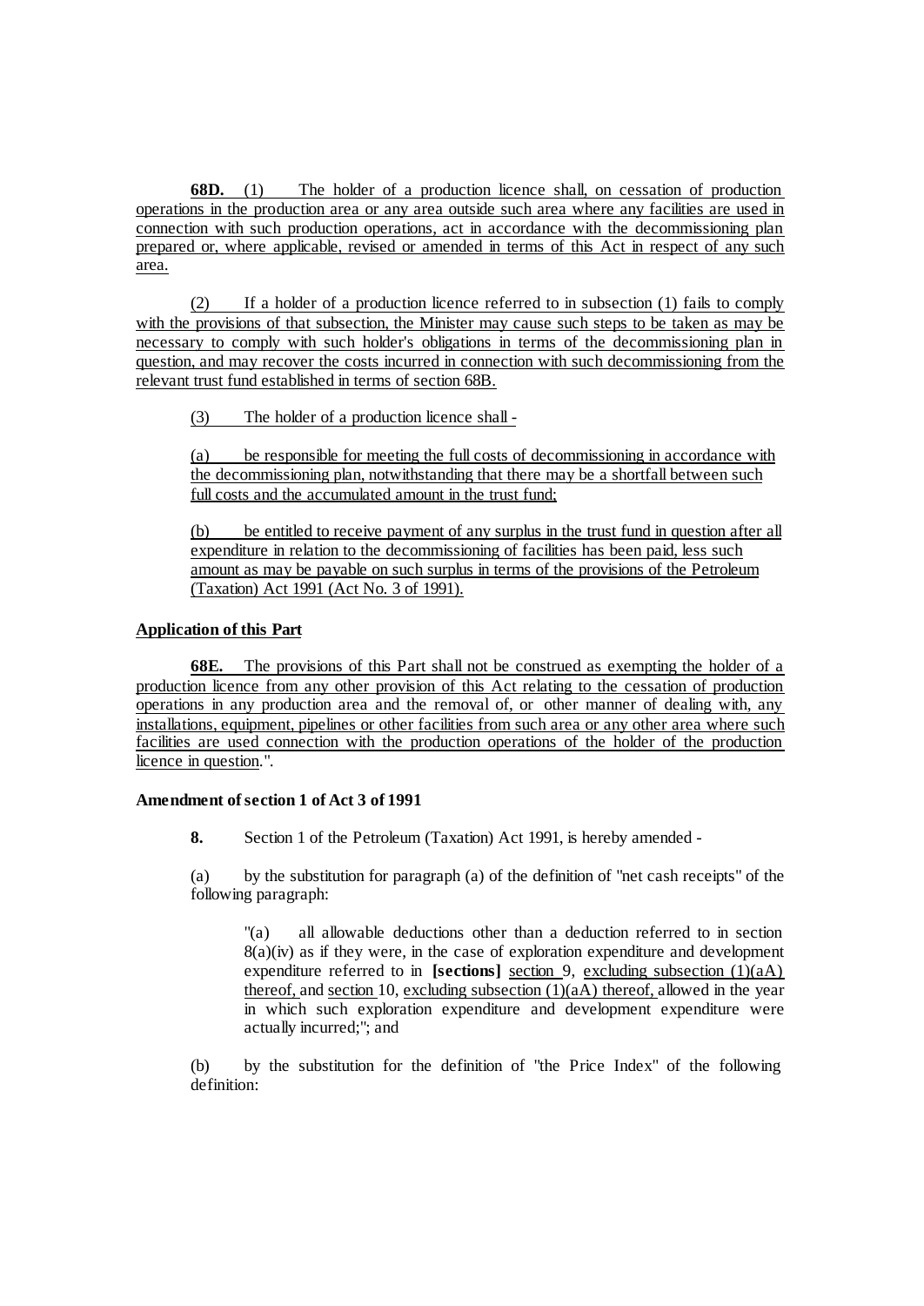**68D.** (1) The holder of a production licence shall, on cessation of production operations in the production area or any area outside such area where any facilities are used in connection with such production operations, act in accordance with the decommissioning plan prepared or, where applicable, revised or amended in terms of this Act in respect of any such area.

(2) If a holder of a production licence referred to in subsection (1) fails to comply with the provisions of that subsection, the Minister may cause such steps to be taken as may be necessary to comply with such holder's obligations in terms of the decommissioning plan in question, and may recover the costs incurred in connection with such decommissioning from the relevant trust fund established in terms of section 68B.

(3) The holder of a production licence shall -

(a) be responsible for meeting the full costs of decommissioning in accordance with the decommissioning plan, notwithstanding that there may be a shortfall between such full costs and the accumulated amount in the trust fund;

(b) be entitled to receive payment of any surplus in the trust fund in question after all expenditure in relation to the decommissioning of facilities has been paid, less such amount as may be payable on such surplus in terms of the provisions of the Petroleum (Taxation) Act 1991 (Act No. 3 of 1991).

**Application of this Part**

**68E.** The provisions of this Part shall not be construed as exempting the holder of a production licence from any other provision of this Act relating to the cessation of production operations in any production area and the removal of, or other manner of dealing with, any installations, equipment, pipelines or other facilities from such area or any other area where such facilities are used connection with the production operations of the holder of the production licence in question.".

**Amendment of section 1 of Act 3 of 1991**

**8.** Section 1 of the Petroleum (Taxation) Act 1991, is hereby amended -

(a) by the substitution for paragraph (a) of the definition of "net cash receipts" of the following paragraph:

> "(a) all allowable deductions other than a deduction referred to in section 8(a)(iv) as if they were, in the case of exploration expenditure and development expenditure referred to in **[sections]** section 9, excluding subsection (1)(aA) thereof, and section 10, excluding subsection (1)(aA) thereof, allowed in the year in which such exploration expenditure and development expenditure were actually incurred;"; and

(b) by the substitution for the definition of "the Price Index" of the following definition: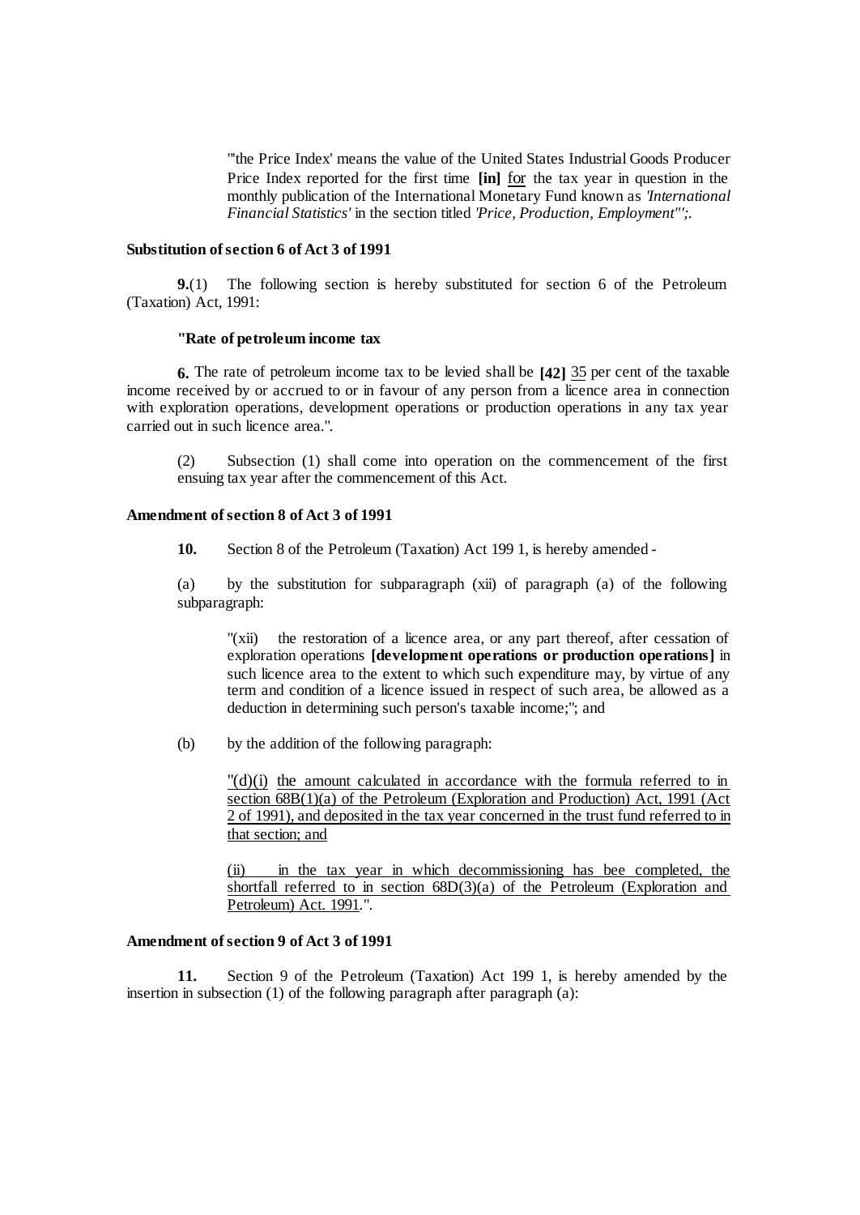"'the Price Index' means the value of the United States Industrial Goods Producer Price Index reported for the first time **[in]** <u>for</u> the tax year in question in the monthly publication of the International Monetary Fund known as *'International Financial Statistics'* in the section titled *'Price, Production, Employment'"*;.

**Substitution of section 6 of Act 3 of 1991**

**9.**(1) The following section is hereby substituted for section 6 of the Petroleum (Taxation) Act, 1991:

**"Rate of petroleum income tax**

**6.** The rate of petroleum income tax to be levied shall be **[42]** <u>35</u> per cent of the taxable income received by or accrued to or in favour of any person from a licence area in connection with exploration operations, development operations or production operations in any tax year carried out in such licence area.".

(2) Subsection (1) shall come into operation on the commencement of the first ensuing tax year after the commencement of this Act.

**Amendment of section 8 of Act 3 of 1991**

**10.** Section 8 of the Petroleum (Taxation) Act 199 1, is hereby amended -

(a) by the substitution for subparagraph (xii) of paragraph (a) of the following subparagraph:

"(xii) the restoration of a licence area, or any part thereof, after cessation of exploration operations **[development operations or production operations]** in such licence area to the extent to which such expenditure may, by virtue of any term and condition of a licence issued in respect of such area, be allowed as a deduction in determining such person's taxable income;"; and

(b) by the addition of the following paragraph:

"<u>(d)(i) the amount calculated in accordance with the formula referred to in section 68B(1)(a) of the Petroleum (Exploration and Production) Act, 1991 (Act 2 of 1991), and deposited in the tax year concerned in the trust fund referred to in that section; and</u>

<u>(ii) in the tax year in which decommissioning has bee completed, the shortfall referred to in section 68D(3)(a) of the Petroleum (Exploration and Petroleum) Act. 1991</u>.".

**Amendment of section 9 of Act 3 of 1991**

**11.** Section 9 of the Petroleum (Taxation) Act 199 1, is hereby amended by the insertion in subsection (1) of the following paragraph after paragraph (a):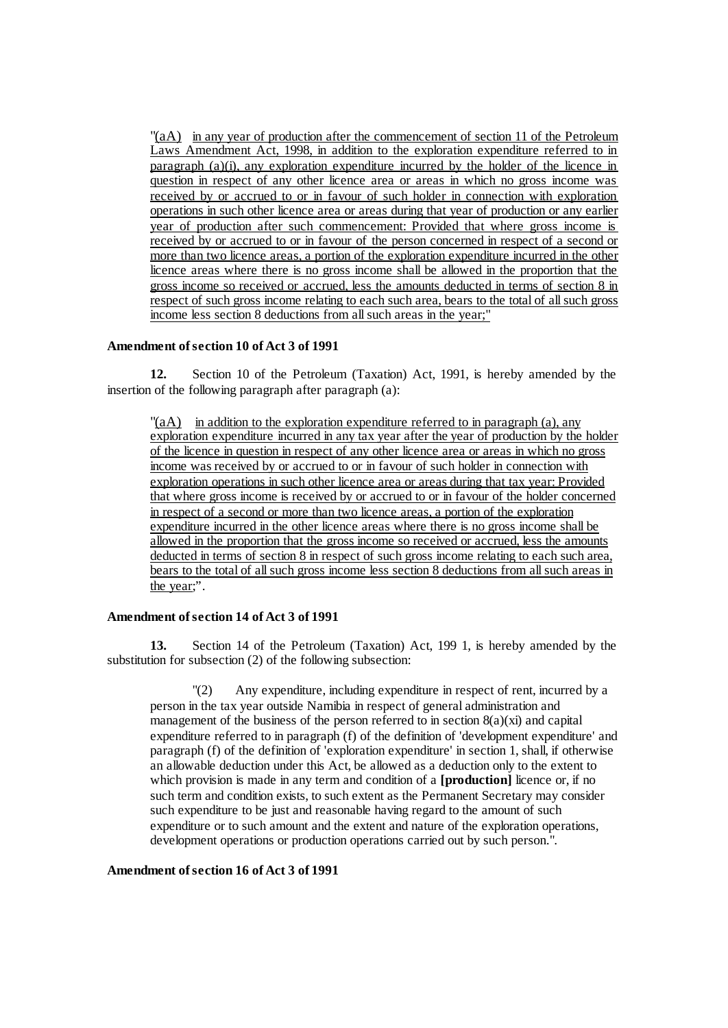"(aA) in any year of production after the commencement of section 11 of the Petroleum Laws Amendment Act, 1998, in addition to the exploration expenditure referred to in paragraph (a)(i), any exploration expenditure incurred by the holder of the licence in question in respect of any other licence area or areas in which no gross income was received by or accrued to or in favour of such holder in connection with exploration operations in such other licence area or areas during that year of production or any earlier year of production after such commencement: Provided that where gross income is received by or accrued to or in favour of the person concerned in respect of a second or more than two licence areas, a portion of the exploration expenditure incurred in the other licence areas where there is no gross income shall be allowed in the proportion that the gross income so received or accrued, less the amounts deducted in terms of section 8 in respect of such gross income relating to each such area, bears to the total of all such gross income less section 8 deductions from all such areas in the year;"

**Amendment of section 10 of Act 3 of 1991**

**12.** Section 10 of the Petroleum (Taxation) Act, 1991, is hereby amended by the insertion of the following paragraph after paragraph (a):

"(aA) in addition to the exploration expenditure referred to in paragraph (a), any exploration expenditure incurred in any tax year after the year of production by the holder of the licence in question in respect of any other licence area or areas in which no gross income was received by or accrued to or in favour of such holder in connection with exploration operations in such other licence area or areas during that tax year: Provided that where gross income is received by or accrued to or in favour of the holder concerned in respect of a second or more than two licence areas, a portion of the exploration expenditure incurred in the other licence areas where there is no gross income shall be allowed in the proportion that the gross income so received or accrued, less the amounts deducted in terms of section 8 in respect of such gross income relating to each such area, bears to the total of all such gross income less section 8 deductions from all such areas in the year;".

**Amendment of section 14 of Act 3 of 1991**

**13.** Section 14 of the Petroleum (Taxation) Act, 199 1, is hereby amended by the substitution for subsection (2) of the following subsection:

"(2) Any expenditure, including expenditure in respect of rent, incurred by a person in the tax year outside Namibia in respect of general administration and management of the business of the person referred to in section 8(a)(xi) and capital expenditure referred to in paragraph (f) of the definition of 'development expenditure' and paragraph (f) of the definition of 'exploration expenditure' in section 1, shall, if otherwise an allowable deduction under this Act, be allowed as a deduction only to the extent to which provision is made in any term and condition of a **[production]** licence or, if no such term and condition exists, to such extent as the Permanent Secretary may consider such expenditure to be just and reasonable having regard to the amount of such expenditure or to such amount and the extent and nature of the exploration operations, development operations or production operations carried out by such person.".

**Amendment of section 16 of Act 3 of 1991**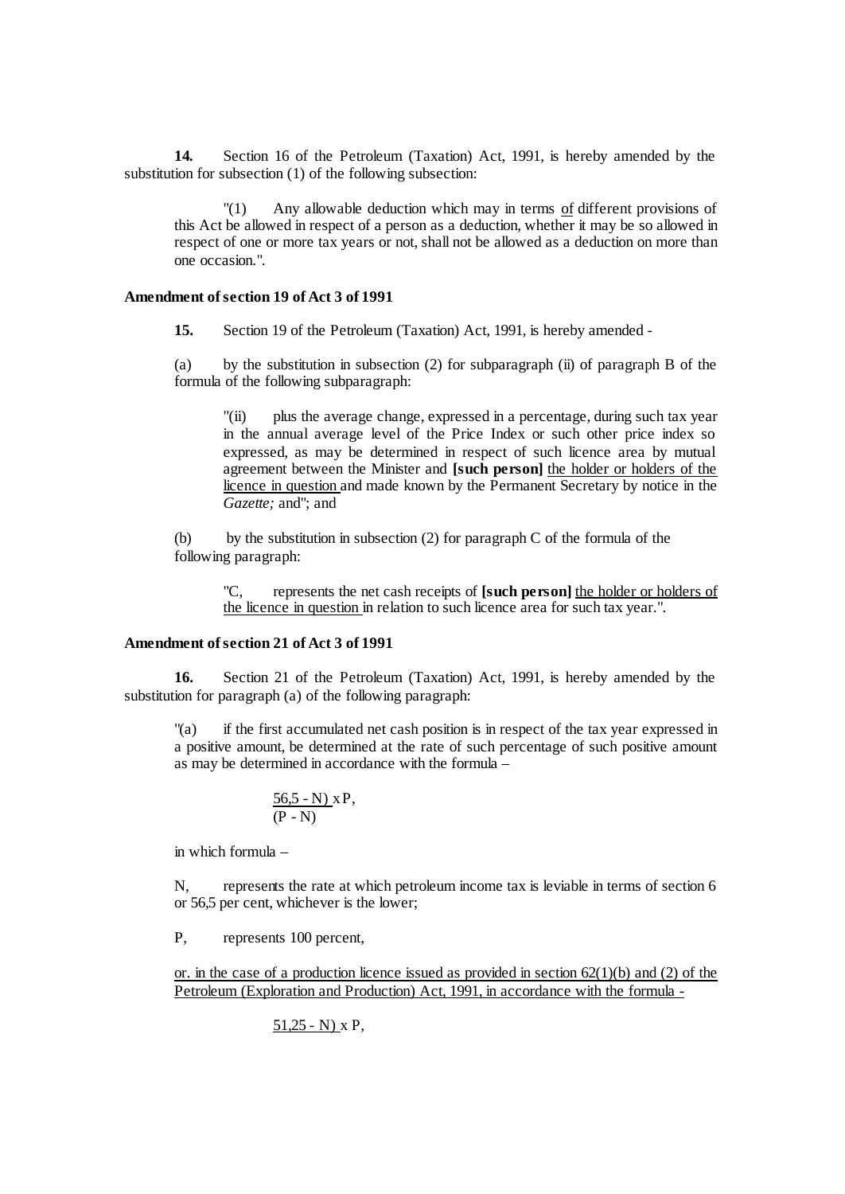**14.** Section 16 of the Petroleum (Taxation) Act, 1991, is hereby amended by the substitution for subsection (1) of the following subsection:

> "(1) Any allowable deduction which may in terms <u>of</u> different provisions of this Act be allowed in respect of a person as a deduction, whether it may be so allowed in respect of one or more tax years or not, shall not be allowed as a deduction on more than one occasion.".

**Amendment of section 19 of Act 3 of 1991**

**15.** Section 19 of the Petroleum (Taxation) Act, 1991, is hereby amended -

(a) by the substitution in subsection (2) for subparagraph (ii) of paragraph B of the formula of the following subparagraph:

> "(ii) plus the average change, expressed in a percentage, during such tax year in the annual average level of the Price Index or such other price index so expressed, as may be determined in respect of such licence area by mutual agreement between the Minister and **[such person]** <u>the holder or holders of the licence in question</u> and made known by the Permanent Secretary by notice in the *Gazette;* and"; and

(b) by the substitution in subsection (2) for paragraph C of the formula of the following paragraph:

> "C, represents the net cash receipts of **[such person]** <u>the holder or holders of the licence in question</u> in relation to such licence area for such tax year.".

**Amendment of section 21 of Act 3 of 1991**

**16.** Section 21 of the Petroleum (Taxation) Act, 1991, is hereby amended by the substitution for paragraph (a) of the following paragraph:

"(a) if the first accumulated net cash position is in respect of the tax year expressed in a positive amount, be determined at the rate of such percentage of such positive amount as may be determined in accordance with the formula –

$$\frac{56{,}5 - N)}{(P - N)} \times P,$$

in which formula –

N, represents the rate at which petroleum income tax is leviable in terms of section 6 or 56,5 per cent, whichever is the lower;

P, represents 100 percent,

<u>or. in the case of a production licence issued as provided in section 62(1)(b) and (2) of the Petroleum (Exploration and Production) Act, 1991, in accordance with the formula -</u>

<u>51,25 - N)</u> x P,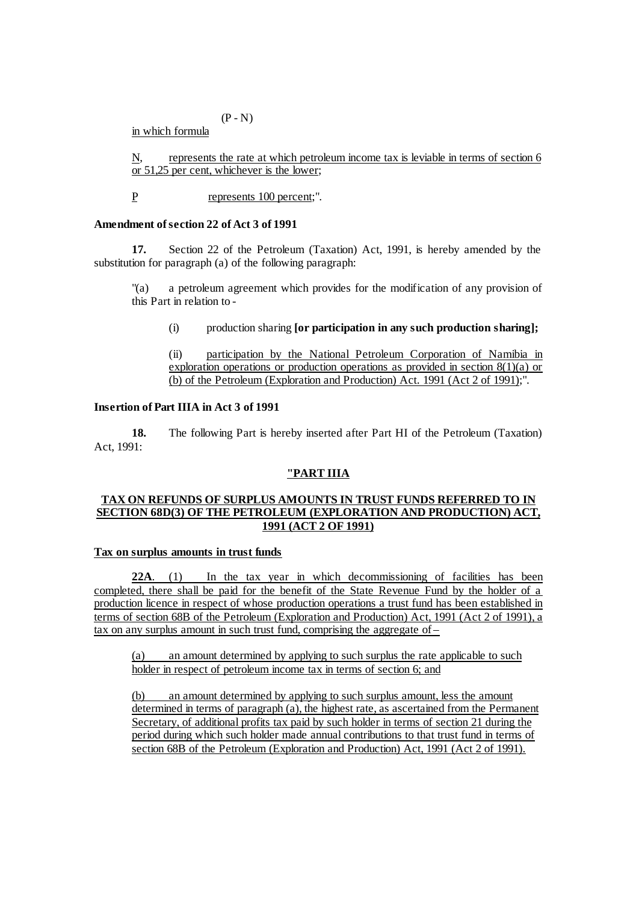(P - N)

in which formula

N, represents the rate at which petroleum income tax is leviable in terms of section 6 or 51,25 per cent, whichever is the lower;

P represents 100 percent;".

**Amendment of section 22 of Act 3 of 1991**

**17.** Section 22 of the Petroleum (Taxation) Act, 1991, is hereby amended by the substitution for paragraph (a) of the following paragraph:

"(a) a petroleum agreement which provides for the modification of any provision of this Part in relation to -

(i) production sharing **[or participation in any such production sharing];**

(ii) participation by the National Petroleum Corporation of Namibia in exploration operations or production operations as provided in section 8(1)(a) or (b) of the Petroleum (Exploration and Production) Act. 1991 (Act 2 of 1991);".

**Insertion of Part IIIA in Act 3 of 1991**

**18.** The following Part is hereby inserted after Part HI of the Petroleum (Taxation) Act, 1991:

**"PART IIIA**

**TAX ON REFUNDS OF SURPLUS AMOUNTS IN TRUST FUNDS REFERRED TO IN SECTION 68D(3) OF THE PETROLEUM (EXPLORATION AND PRODUCTION) ACT, 1991 (ACT 2 OF 1991)**

**Tax on surplus amounts in trust funds**

**22A**. (1) In the tax year in which decommissioning of facilities has been completed, there shall be paid for the benefit of the State Revenue Fund by the holder of a production licence in respect of whose production operations a trust fund has been established in terms of section 68B of the Petroleum (Exploration and Production) Act, 1991 (Act 2 of 1991), a tax on any surplus amount in such trust fund, comprising the aggregate of –

(a) an amount determined by applying to such surplus the rate applicable to such holder in respect of petroleum income tax in terms of section 6; and

(b) an amount determined by applying to such surplus amount, less the amount determined in terms of paragraph (a), the highest rate, as ascertained from the Permanent Secretary, of additional profits tax paid by such holder in terms of section 21 during the period during which such holder made annual contributions to that trust fund in terms of section 68B of the Petroleum (Exploration and Production) Act, 1991 (Act 2 of 1991).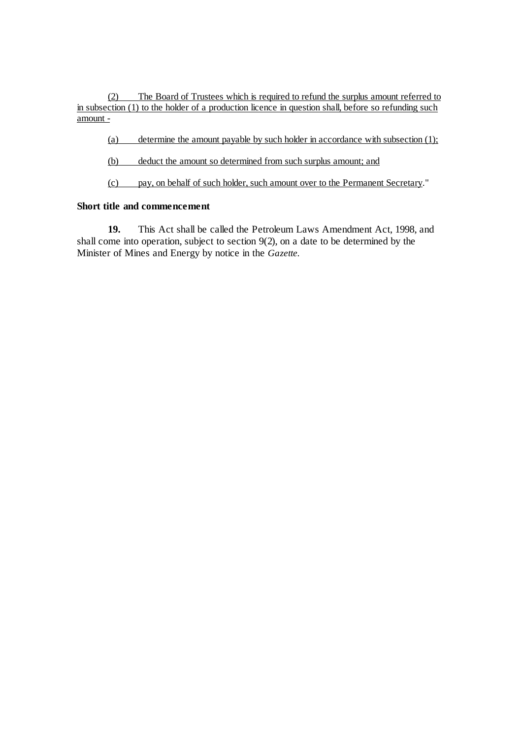(2) The Board of Trustees which is required to refund the surplus amount referred to in subsection (1) to the holder of a production licence in question shall, before so refunding such amount -

(a) determine the amount payable by such holder in accordance with subsection (1);

(b) deduct the amount so determined from such surplus amount; and

(c) pay, on behalf of such holder, such amount over to the Permanent Secretary."

**Short title and commencement**

**19.** This Act shall be called the Petroleum Laws Amendment Act, 1998, and shall come into operation, subject to section 9(2), on a date to be determined by the Minister of Mines and Energy by notice in the *Gazette*.